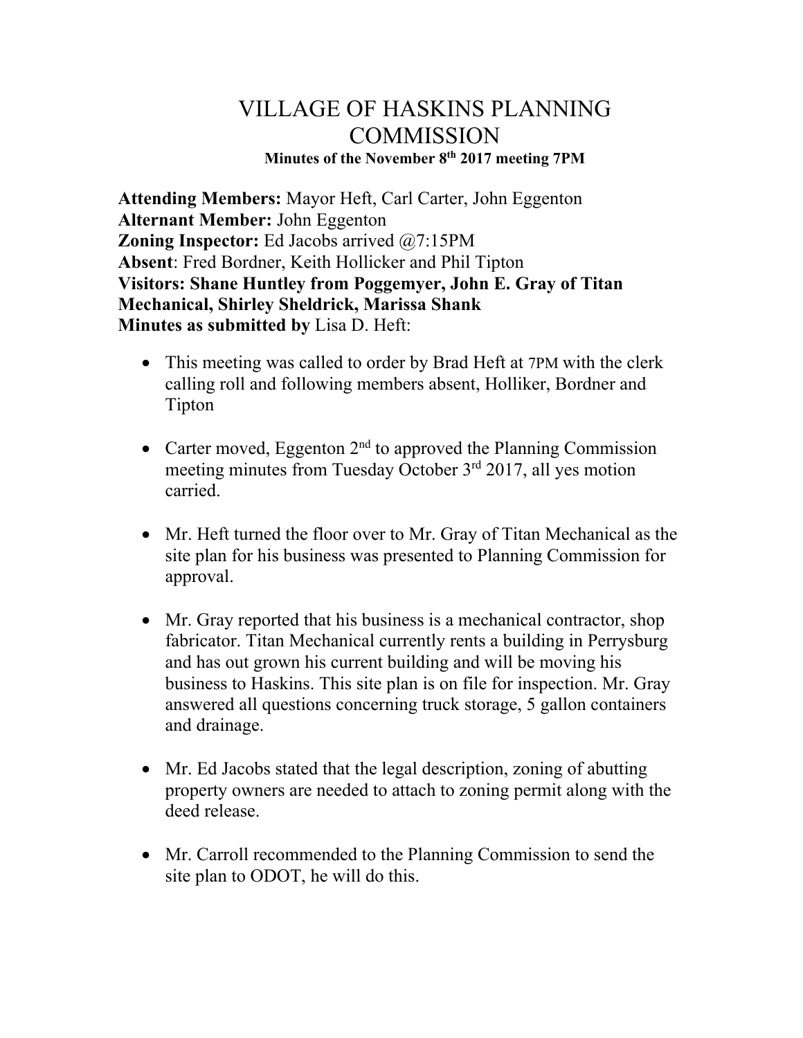# VILLAGE OF HASKINS PLANNING COMMISSION

**Minutes of the November 8th 2017 meeting 7PM**

**Attending Members:** Mayor Heft, Carl Carter, John Eggenton
**Alternant Member:** John Eggenton
**Zoning Inspector:** Ed Jacobs arrived @7:15PM
**Absent**: Fred Bordner, Keith Hollicker and Phil Tipton
**Visitors: Shane Huntley from Poggemyer, John E. Gray of Titan Mechanical, Shirley Sheldrick, Marissa Shank**
**Minutes as submitted by** Lisa D. Heft:

- This meeting was called to order by Brad Heft at 7PM with the clerk calling roll and following members absent, Holliker, Bordner and Tipton

- Carter moved, Eggenton 2nd to approved the Planning Commission meeting minutes from Tuesday October 3rd 2017, all yes motion carried.

- Mr. Heft turned the floor over to Mr. Gray of Titan Mechanical as the site plan for his business was presented to Planning Commission for approval.

- Mr. Gray reported that his business is a mechanical contractor, shop fabricator. Titan Mechanical currently rents a building in Perrysburg and has out grown his current building and will be moving his business to Haskins. This site plan is on file for inspection. Mr. Gray answered all questions concerning truck storage, 5 gallon containers and drainage.

- Mr. Ed Jacobs stated that the legal description, zoning of abutting property owners are needed to attach to zoning permit along with the deed release.

- Mr. Carroll recommended to the Planning Commission to send the site plan to ODOT, he will do this.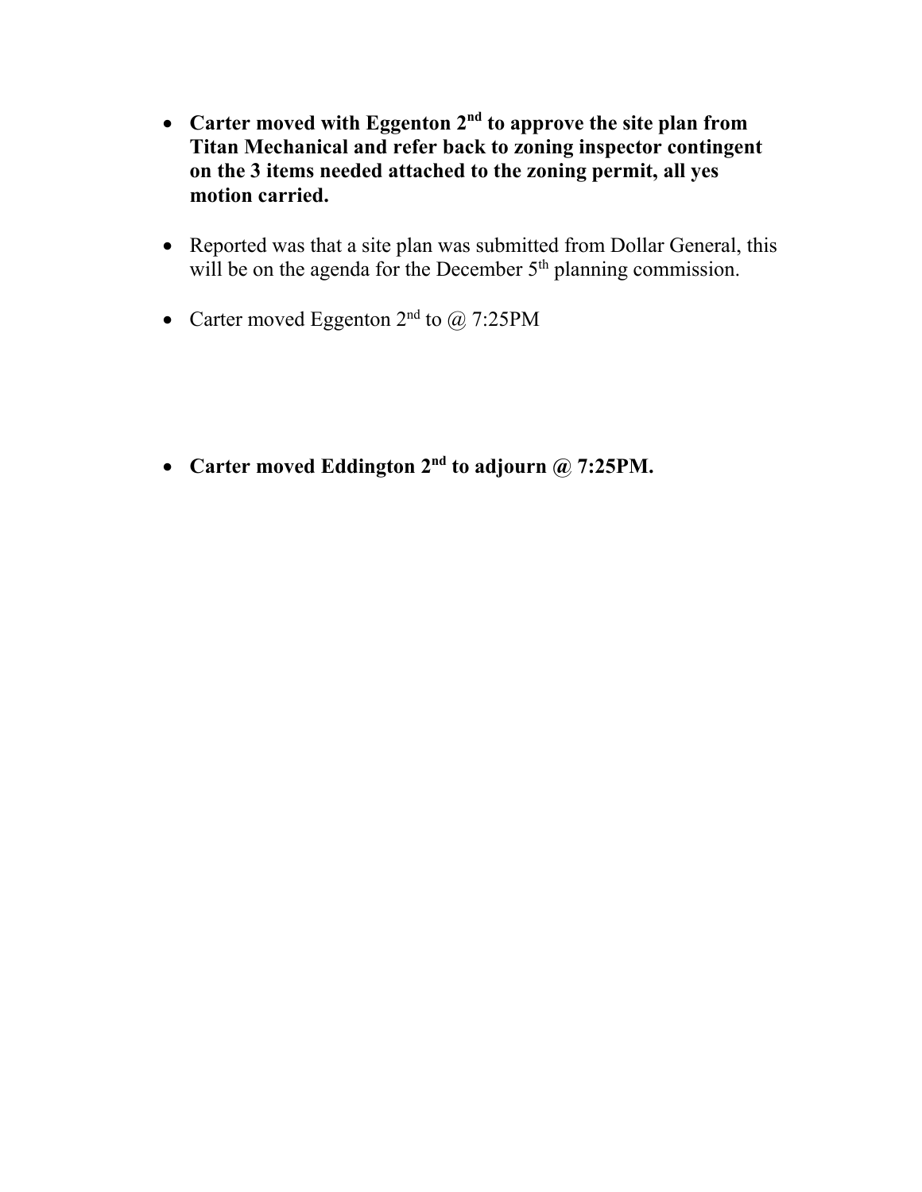- **Carter moved with Eggenton 2nd to approve the site plan from Titan Mechanical and refer back to zoning inspector contingent on the 3 items needed attached to the zoning permit, all yes motion carried.**

- Reported was that a site plan was submitted from Dollar General, this will be on the agenda for the December 5th planning commission.

- Carter moved Eggenton 2nd to @ 7:25PM

- **Carter moved Eddington 2nd to adjourn @ 7:25PM.**